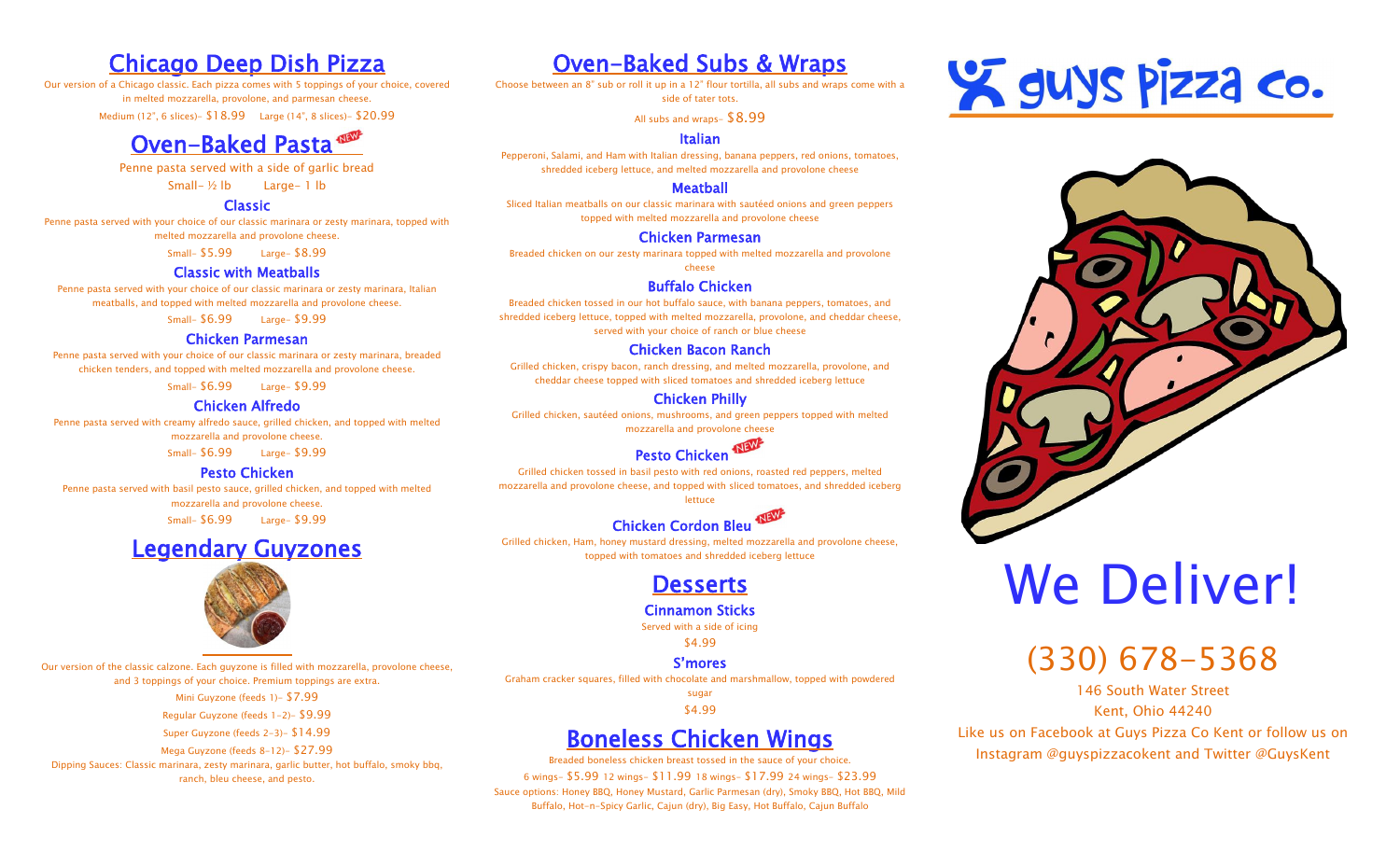# Chicago Deep Dish Pizza

Our version of a Chicago classic. Each pizza comes with 5 toppings of your choice, covered in melted mozzarella, provolone, and parmesan cheese.

Medium (12", 6 slices)- $18.99 Large (14", 8 slices)- $20.99

# Oven-Baked Pasta NEW

Penne pasta served with a side of garlic bread

Small- ½ lb Large- 1 lb

### Classic

Penne pasta served with your choice of our classic marinara or zesty marinara, topped with melted mozzarella and provolone cheese.

Small- $5.99 Large- $8.99

### Classic with Meatballs

Penne pasta served with your choice of our classic marinara or zesty marinara, Italian meatballs, and topped with melted mozzarella and provolone cheese.

Small- $6.99 Large- $9.99

### Chicken Parmesan

Penne pasta served with your choice of our classic marinara or zesty marinara, breaded chicken tenders, and topped with melted mozzarella and provolone cheese.

Small- $6.99 Large- $9.99

### Chicken Alfredo

Penne pasta served with creamy alfredo sauce, grilled chicken, and topped with melted mozzarella and provolone cheese.

Small- $6.99 Large- $9.99

### Pesto Chicken

Penne pasta served with basil pesto sauce, grilled chicken, and topped with melted mozzarella and provolone cheese.

Small- $6.99 Large- $9.99

# Legendary Guyzones

Our version of the classic calzone. Each guyzone is filled with mozzarella, provolone cheese, and 3 toppings of your choice. Premium toppings are extra.

Mini Guyzone (feeds 1)- $7.99

Regular Guyzone (feeds 1-2)- $9.99

Super Guyzone (feeds 2-3)- $14.99

Mega Guyzone (feeds 8-12)- $27.99

Dipping Sauces: Classic marinara, zesty marinara, garlic butter, hot buffalo, smoky bbq, ranch, bleu cheese, and pesto.

# Oven-Baked Subs & Wraps

Choose between an 8" sub or roll it up in a 12" flour tortilla, all subs and wraps come with a side of tater tots.

All subs and wraps- $8.99

### Italian

Pepperoni, Salami, and Ham with Italian dressing, banana peppers, red onions, tomatoes, shredded iceberg lettuce, and melted mozzarella and provolone cheese

### Meatball

Sliced Italian meatballs on our classic marinara with sautéed onions and green peppers topped with melted mozzarella and provolone cheese

### Chicken Parmesan

Breaded chicken on our zesty marinara topped with melted mozzarella and provolone cheese

### Buffalo Chicken

Breaded chicken tossed in our hot buffalo sauce, with banana peppers, tomatoes, and shredded iceberg lettuce, topped with melted mozzarella, provolone, and cheddar cheese, served with your choice of ranch or blue cheese

### Chicken Bacon Ranch

Grilled chicken, crispy bacon, ranch dressing, and melted mozzarella, provolone, and cheddar cheese topped with sliced tomatoes and shredded iceberg lettuce

### Chicken Philly

Grilled chicken, sautéed onions, mushrooms, and green peppers topped with melted mozzarella and provolone cheese

### Pesto Chicken NEW

Grilled chicken tossed in basil pesto with red onions, roasted red peppers, melted mozzarella and provolone cheese, and topped with sliced tomatoes, and shredded iceberg lettuce

### Chicken Cordon Bleu NEW

Grilled chicken, Ham, honey mustard dressing, melted mozzarella and provolone cheese, topped with tomatoes and shredded iceberg lettuce

# Desserts

### Cinnamon Sticks

Served with a side of icing

$4.99

### S'mores

Graham cracker squares, filled with chocolate and marshmallow, topped with powdered sugar

$4.99

# Boneless Chicken Wings

Breaded boneless chicken breast tossed in the sauce of your choice.

6 wings- $5.99 12 wings- $11.99 18 wings- $17.99 24 wings- $23.99

Sauce options: Honey BBQ, Honey Mustard, Garlic Parmesan (dry), Smoky BBQ, Hot BBQ, Mild Buffalo, Hot-n-Spicy Garlic, Cajun (dry), Big Easy, Hot Buffalo, Cajun Buffalo

# guys Pizza co.

# We Deliver!

## (330) 678-5368

146 South Water Street
Kent, Ohio 44240

Like us on Facebook at Guys Pizza Co Kent or follow us on Instagram @guyspizzacokent and Twitter @GuysKent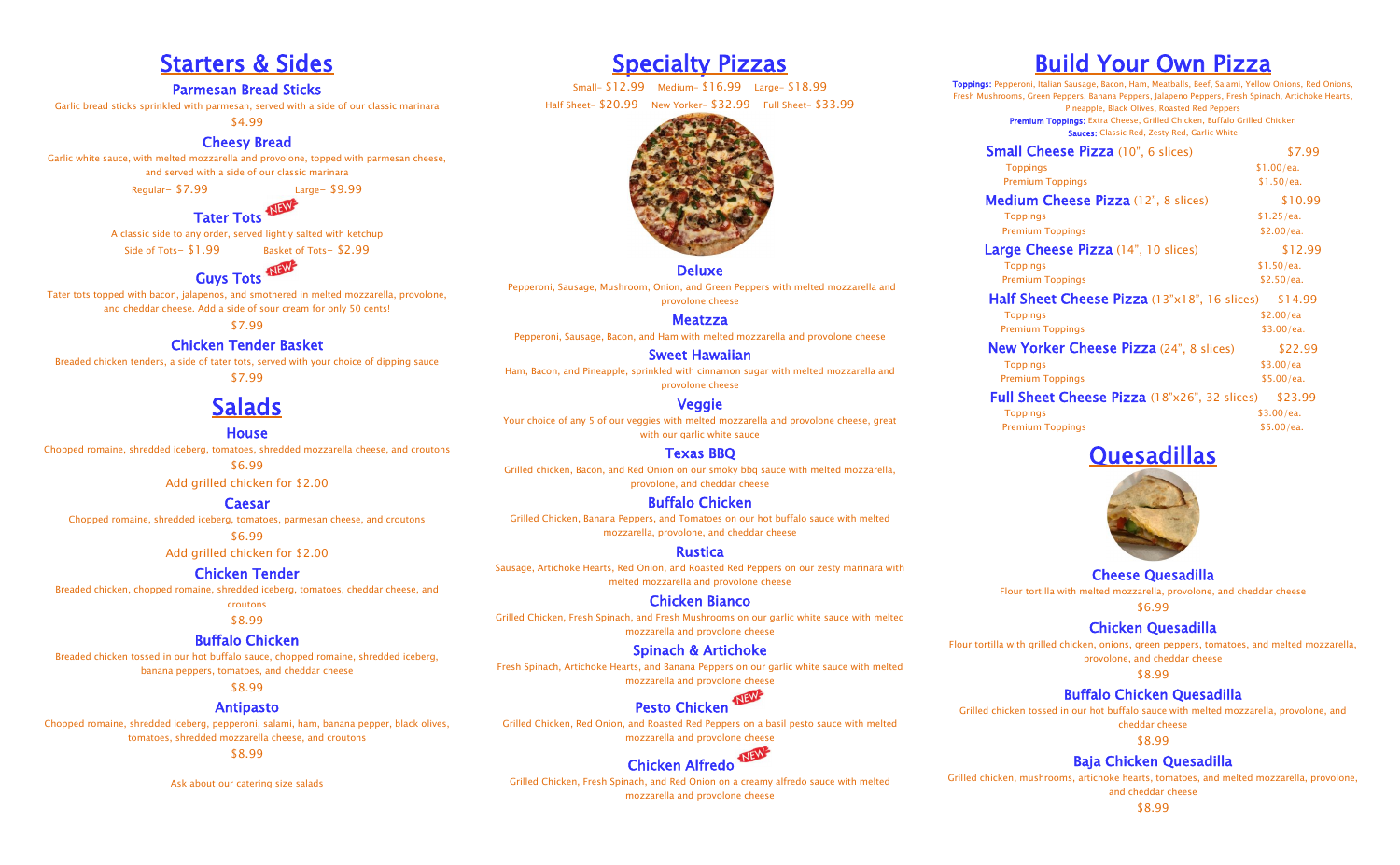# Starters & Sides

### Parmesan Bread Sticks

Garlic bread sticks sprinkled with parmesan, served with a side of our classic marinara

$4.99

### Cheesy Bread

Garlic white sauce, with melted mozzarella and provolone, topped with parmesan cheese, and served with a side of our classic marinara

Regular- $7.99 Large- $9.99

### Tater Tots NEW

A classic side to any order, served lightly salted with ketchup

Side of Tots- $1.99 Basket of Tots- $2.99

### Guys Tots NEW

Tater tots topped with bacon, jalapenos, and smothered in melted mozzarella, provolone, and cheddar cheese. Add a side of sour cream for only 50 cents!

$7.99

### Chicken Tender Basket

Breaded chicken tenders, a side of tater tots, served with your choice of dipping sauce

$7.99

# Salads

### House

Chopped romaine, shredded iceberg, tomatoes, shredded mozzarella cheese, and croutons

$6.99

Add grilled chicken for $2.00

### Caesar

Chopped romaine, shredded iceberg, tomatoes, parmesan cheese, and croutons

$6.99

Add grilled chicken for $2.00

### Chicken Tender

Breaded chicken, chopped romaine, shredded iceberg, tomatoes, cheddar cheese, and croutons

$8.99

### Buffalo Chicken

Breaded chicken tossed in our hot buffalo sauce, chopped romaine, shredded iceberg, banana peppers, tomatoes, and cheddar cheese

$8.99

### Antipasto

Chopped romaine, shredded iceberg, pepperoni, salami, ham, banana pepper, black olives, tomatoes, shredded mozzarella cheese, and croutons

$8.99

Ask about our catering size salads

# Specialty Pizzas

Small- $12.99 Medium- $16.99 Large- $18.99

Half Sheet- $20.99 New Yorker- $32.99 Full Sheet- $33.99

### Deluxe

Pepperoni, Sausage, Mushroom, Onion, and Green Peppers with melted mozzarella and provolone cheese

### Meatzza

Pepperoni, Sausage, Bacon, and Ham with melted mozzarella and provolone cheese

### Sweet Hawaiian

Ham, Bacon, and Pineapple, sprinkled with cinnamon sugar with melted mozzarella and provolone cheese

### Veggie

Your choice of any 5 of our veggies with melted mozzarella and provolone cheese, great with our garlic white sauce

### Texas BBQ

Grilled chicken, Bacon, and Red Onion on our smoky bbq sauce with melted mozzarella, provolone, and cheddar cheese

### Buffalo Chicken

Grilled Chicken, Banana Peppers, and Tomatoes on our hot buffalo sauce with melted mozzarella, provolone, and cheddar cheese

### Rustica

Sausage, Artichoke Hearts, Red Onion, and Roasted Red Peppers on our zesty marinara with melted mozzarella and provolone cheese

### Chicken Bianco

Grilled Chicken, Fresh Spinach, and Fresh Mushrooms on our garlic white sauce with melted mozzarella and provolone cheese

### Spinach & Artichoke

Fresh Spinach, Artichoke Hearts, and Banana Peppers on our garlic white sauce with melted mozzarella and provolone cheese

### Pesto Chicken NEW

Grilled Chicken, Red Onion, and Roasted Red Peppers on a basil pesto sauce with melted mozzarella and provolone cheese

### Chicken Alfredo NEW

Grilled Chicken, Fresh Spinach, and Red Onion on a creamy alfredo sauce with melted mozzarella and provolone cheese

# Build Your Own Pizza

**Toppings:** Pepperoni, Italian Sausage, Bacon, Ham, Meatballs, Beef, Salami, Yellow Onions, Red Onions, Fresh Mushrooms, Green Peppers, Banana Peppers, Jalapeno Peppers, Fresh Spinach, Artichoke Hearts, Pineapple, Black Olives, Roasted Red Peppers

**Premium Toppings:** Extra Cheese, Grilled Chicken, Buffalo Grilled Chicken

**Sauces:** Classic Red, Zesty Red, Garlic White

| | |
|---|---|
| **Small Cheese Pizza** (10", 6 slices) | $7.99 |
| Toppings | $1.00/ea. |
| Premium Toppings | $1.50/ea. |
| **Medium Cheese Pizza** (12", 8 slices) | $10.99 |
| Toppings | $1.25/ea. |
| Premium Toppings | $2.00/ea. |
| **Large Cheese Pizza** (14", 10 slices) | $12.99 |
| Toppings | $1.50/ea. |
| Premium Toppings | $2.50/ea. |
| **Half Sheet Cheese Pizza** (13"x18", 16 slices) | $14.99 |
| Toppings | $2.00/ea |
| Premium Toppings | $3.00/ea. |
| **New Yorker Cheese Pizza** (24", 8 slices) | $22.99 |
| Toppings | $3.00/ea |
| Premium Toppings | $5.00/ea. |
| **Full Sheet Cheese Pizza** (18"x26", 32 slices) | $23.99 |
| Toppings | $3.00/ea. |
| Premium Toppings | $5.00/ea. |

# Quesadillas

### Cheese Quesadilla

Flour tortilla with melted mozzarella, provolone, and cheddar cheese

$6.99

### Chicken Quesadilla

Flour tortilla with grilled chicken, onions, green peppers, tomatoes, and melted mozzarella, provolone, and cheddar cheese

$8.99

### Buffalo Chicken Quesadilla

Grilled chicken tossed in our hot buffalo sauce with melted mozzarella, provolone, and cheddar cheese

$8.99

### Baja Chicken Quesadilla

Grilled chicken, mushrooms, artichoke hearts, tomatoes, and melted mozzarella, provolone, and cheddar cheese

$8.99